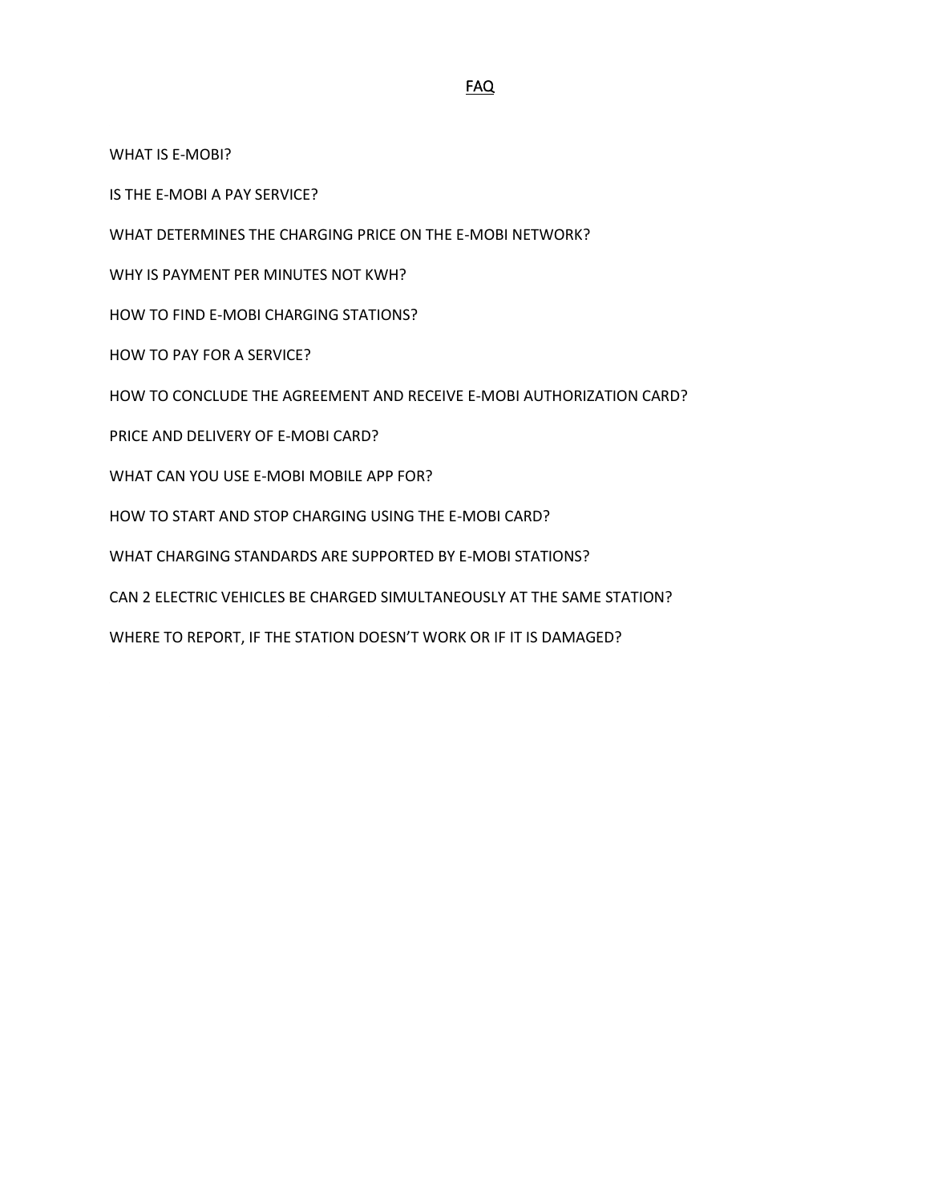# FAQ

WHAT IS E-MOBI?

IS THE E-MOBI A PAY SERVICE?

WHAT DETERMINES THE CHARGING PRICE ON THE E-MOBI NETWORK?

WHY IS PAYMENT PER MINUTES NOT KWH?

HOW TO FIND E-MOBI CHARGING STATIONS?

HOW TO PAY FOR A SERVICE?

HOW TO CONCLUDE THE AGREEMENT AND RECEIVE E-MOBI AUTHORIZATION CARD?

PRICE AND DELIVERY OF E-MOBI CARD?

WHAT CAN YOU USE E-MOBI MOBILE APP FOR?

HOW TO START AND STOP CHARGING USING THE E-MOBI CARD?

WHAT CHARGING STANDARDS ARE SUPPORTED BY E-MOBI STATIONS?

CAN 2 ELECTRIC VEHICLES BE CHARGED SIMULTANEOUSLY AT THE SAME STATION?

WHERE TO REPORT, IF THE STATION DOESN'T WORK OR IF IT IS DAMAGED?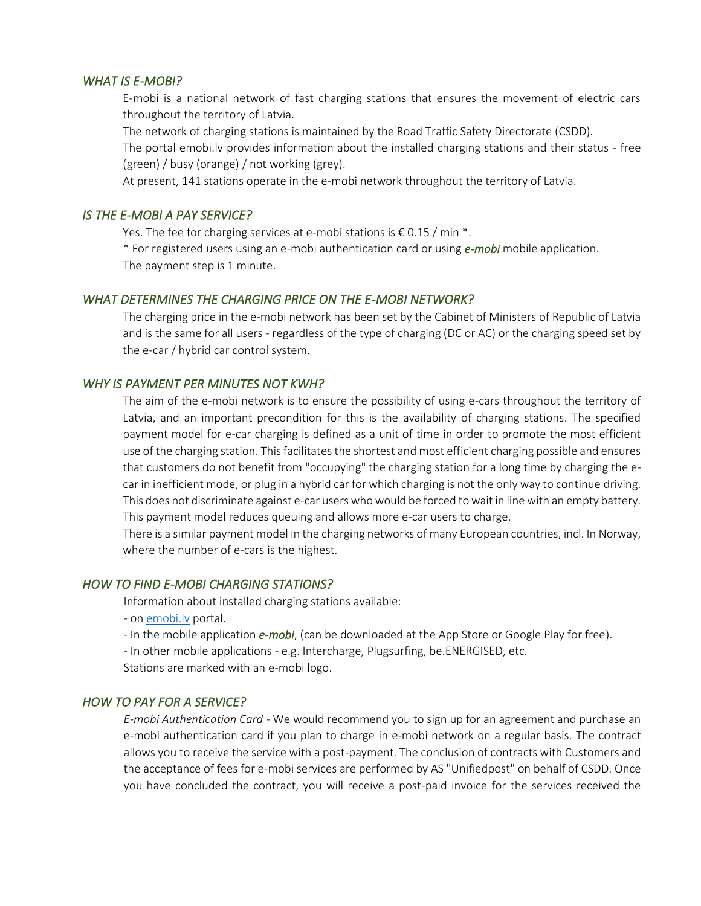### *WHAT IS E-MOBI?*

E-mobi is a national network of fast charging stations that ensures the movement of electric cars throughout the territory of Latvia.

The network of charging stations is maintained by the Road Traffic Safety Directorate (CSDD).

The portal emobi.lv provides information about the installed charging stations and their status - free (green) / busy (orange) / not working (grey).

At present, 141 stations operate in the e-mobi network throughout the territory of Latvia.

### *IS THE E-MOBI A PAY SERVICE?*

Yes. The fee for charging services at e-mobi stations is € 0.15 / min *.

* For registered users using an e-mobi authentication card or using ***e-mobi*** mobile application.

The payment step is 1 minute.

### *WHAT DETERMINES THE CHARGING PRICE ON THE E-MOBI NETWORK?*

The charging price in the e-mobi network has been set by the Cabinet of Ministers of Republic of Latvia and is the same for all users - regardless of the type of charging (DC or AC) or the charging speed set by the e-car / hybrid car control system.

### *WHY IS PAYMENT PER MINUTES NOT KWH?*

The aim of the e-mobi network is to ensure the possibility of using e-cars throughout the territory of Latvia, and an important precondition for this is the availability of charging stations. The specified payment model for e-car charging is defined as a unit of time in order to promote the most efficient use of the charging station. This facilitates the shortest and most efficient charging possible and ensures that customers do not benefit from "occupying" the charging station for a long time by charging the e-car in inefficient mode, or plug in a hybrid car for which charging is not the only way to continue driving. This does not discriminate against e-car users who would be forced to wait in line with an empty battery. This payment model reduces queuing and allows more e-car users to charge.

There is a similar payment model in the charging networks of many European countries, incl. In Norway, where the number of e-cars is the highest.

### *HOW TO FIND E-MOBI CHARGING STATIONS?*

Information about installed charging stations available:

- on [emobi.lv](emobi.lv) portal.
- In the mobile application ***e-mobi***, (can be downloaded at the App Store or Google Play for free).
- In other mobile applications - e.g. Intercharge, Plugsurfing, be.ENERGISED, etc.

Stations are marked with an e-mobi logo.

### *HOW TO PAY FOR A SERVICE?*

*E-mobi Authentication Card* - We would recommend you to sign up for an agreement and purchase an e-mobi authentication card if you plan to charge in e-mobi network on a regular basis. The contract allows you to receive the service with a post-payment. The conclusion of contracts with Customers and the acceptance of fees for e-mobi services are performed by AS "Unifiedpost" on behalf of CSDD. Once you have concluded the contract, you will receive a post-paid invoice for the services received the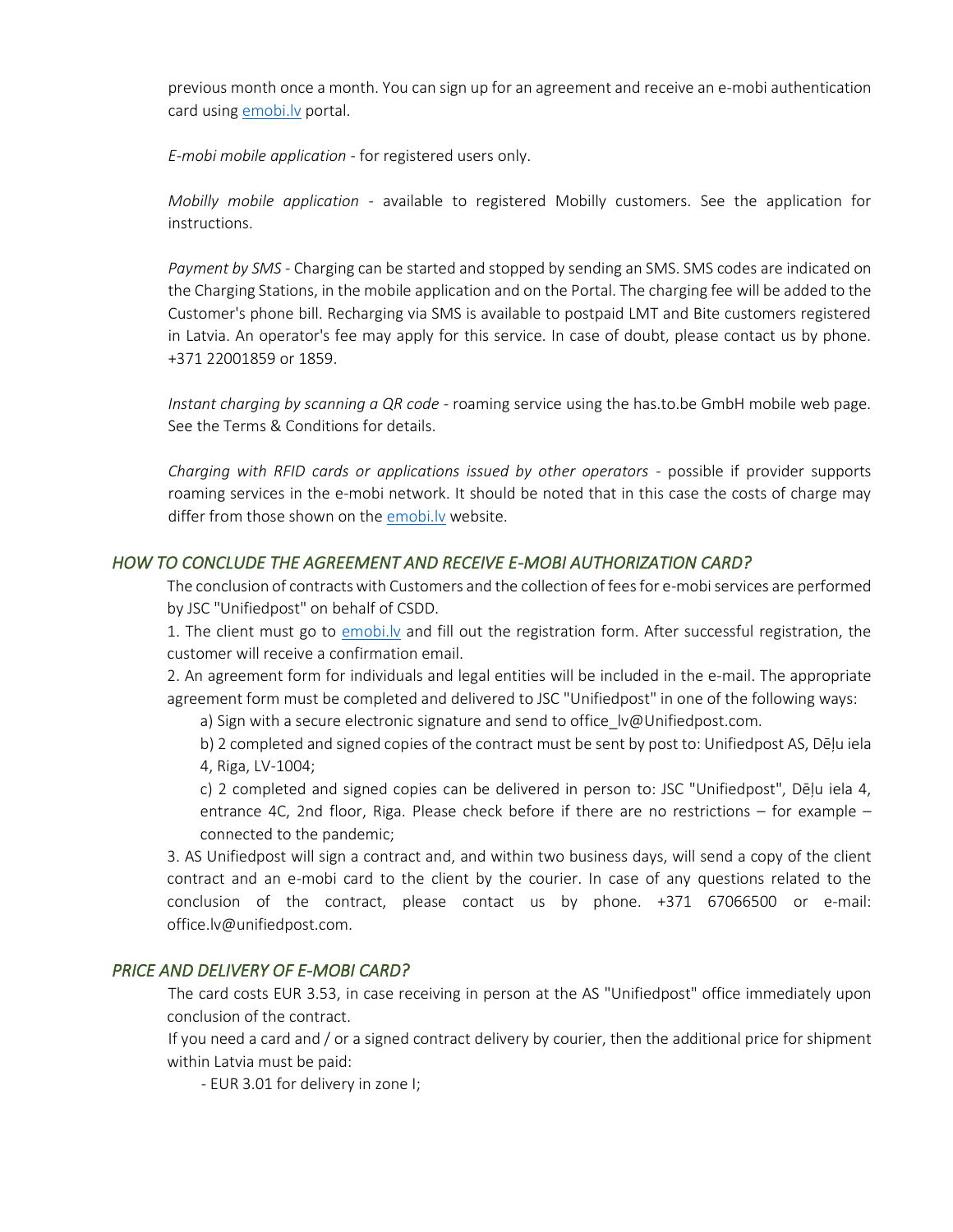previous month once a month. You can sign up for an agreement and receive an e-mobi authentication card using [emobi.lv](emobi.lv) portal.

*E-mobi mobile application* - for registered users only.

*Mobilly mobile application* - available to registered Mobilly customers. See the application for instructions.

*Payment by SMS* - Charging can be started and stopped by sending an SMS. SMS codes are indicated on the Charging Stations, in the mobile application and on the Portal. The charging fee will be added to the Customer's phone bill. Recharging via SMS is available to postpaid LMT and Bite customers registered in Latvia. An operator's fee may apply for this service. In case of doubt, please contact us by phone. +371 22001859 or 1859.

*Instant charging by scanning a QR code* - roaming service using the has.to.be GmbH mobile web page. See the Terms & Conditions for details.

*Charging with RFID cards or applications issued by other operators* - possible if provider supports roaming services in the e-mobi network. It should be noted that in this case the costs of charge may differ from those shown on the [emobi.lv](emobi.lv) website.

## *HOW TO CONCLUDE THE AGREEMENT AND RECEIVE E-MOBI AUTHORIZATION CARD?*

The conclusion of contracts with Customers and the collection of fees for e-mobi services are performed by JSC "Unifiedpost" on behalf of CSDD.

1. The client must go to [emobi.lv](emobi.lv) and fill out the registration form. After successful registration, the customer will receive a confirmation email.

2. An agreement form for individuals and legal entities will be included in the e-mail. The appropriate agreement form must be completed and delivered to JSC "Unifiedpost" in one of the following ways:

   a) Sign with a secure electronic signature and send to office_lv@Unifiedpost.com.

   b) 2 completed and signed copies of the contract must be sent by post to: Unifiedpost AS, Dēļu iela 4, Riga, LV-1004;

   c) 2 completed and signed copies can be delivered in person to: JSC "Unifiedpost", Dēļu iela 4, entrance 4C, 2nd floor, Riga. Please check before if there are no restrictions – for example – connected to the pandemic;

3. AS Unifiedpost will sign a contract and, and within two business days, will send a copy of the client contract and an e-mobi card to the client by the courier. In case of any questions related to the conclusion of the contract, please contact us by phone. +371 67066500 or e-mail: office.lv@unifiedpost.com.

## *PRICE AND DELIVERY OF E-MOBI CARD?*

The card costs EUR 3.53, in case receiving in person at the AS "Unifiedpost" office immediately upon conclusion of the contract.

If you need a card and / or a signed contract delivery by courier, then the additional price for shipment within Latvia must be paid:

- EUR 3.01 for delivery in zone I;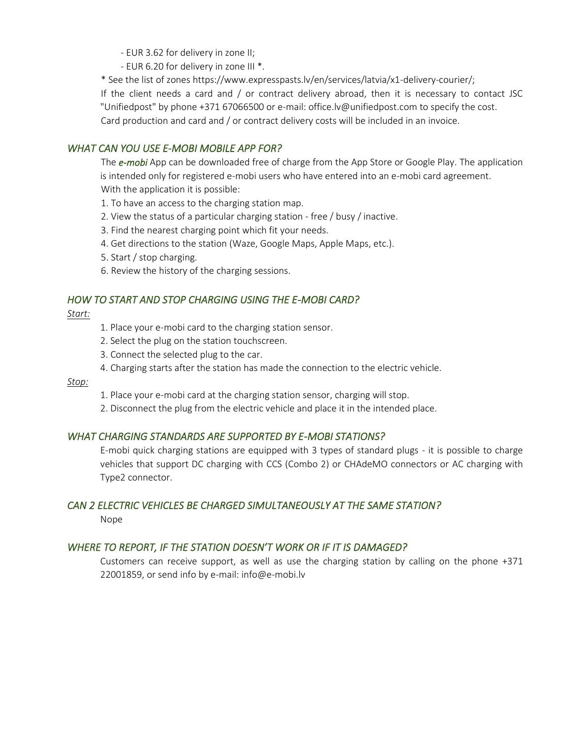- EUR 3.62 for delivery in zone II;
- EUR 6.20 for delivery in zone III *.

* See the list of zones https://www.expresspasts.lv/en/services/latvia/x1-delivery-courier/;

If the client needs a card and / or contract delivery abroad, then it is necessary to contact JSC "Unifiedpost" by phone +371 67066500 or e-mail: office.lv@unifiedpost.com to specify the cost.

Card production and card and / or contract delivery costs will be included in an invoice.

## *WHAT CAN YOU USE E-MOBI MOBILE APP FOR?*

The ***e-mobi*** App can be downloaded free of charge from the App Store or Google Play. The application is intended only for registered e-mobi users who have entered into an e-mobi card agreement.

With the application it is possible:

1. To have an access to the charging station map.
2. View the status of a particular charging station - free / busy / inactive.
3. Find the nearest charging point which fit your needs.
4. Get directions to the station (Waze, Google Maps, Apple Maps, etc.).
5. Start / stop charging.
6. Review the history of the charging sessions.

## *HOW TO START AND STOP CHARGING USING THE E-MOBI CARD?*

*Start:*

1. Place your e-mobi card to the charging station sensor.
2. Select the plug on the station touchscreen.
3. Connect the selected plug to the car.
4. Charging starts after the station has made the connection to the electric vehicle.

*Stop:*

1. Place your e-mobi card at the charging station sensor, charging will stop.
2. Disconnect the plug from the electric vehicle and place it in the intended place.

## *WHAT CHARGING STANDARDS ARE SUPPORTED BY E-MOBI STATIONS?*

E-mobi quick charging stations are equipped with 3 types of standard plugs - it is possible to charge vehicles that support DC charging with CCS (Combo 2) or CHAdeMO connectors or AC charging with Type2 connector.

## *CAN 2 ELECTRIC VEHICLES BE CHARGED SIMULTANEOUSLY AT THE SAME STATION?*

Nope

## *WHERE TO REPORT, IF THE STATION DOESN'T WORK OR IF IT IS DAMAGED?*

Customers can receive support, as well as use the charging station by calling on the phone +371 22001859, or send info by e-mail: info@e-mobi.lv